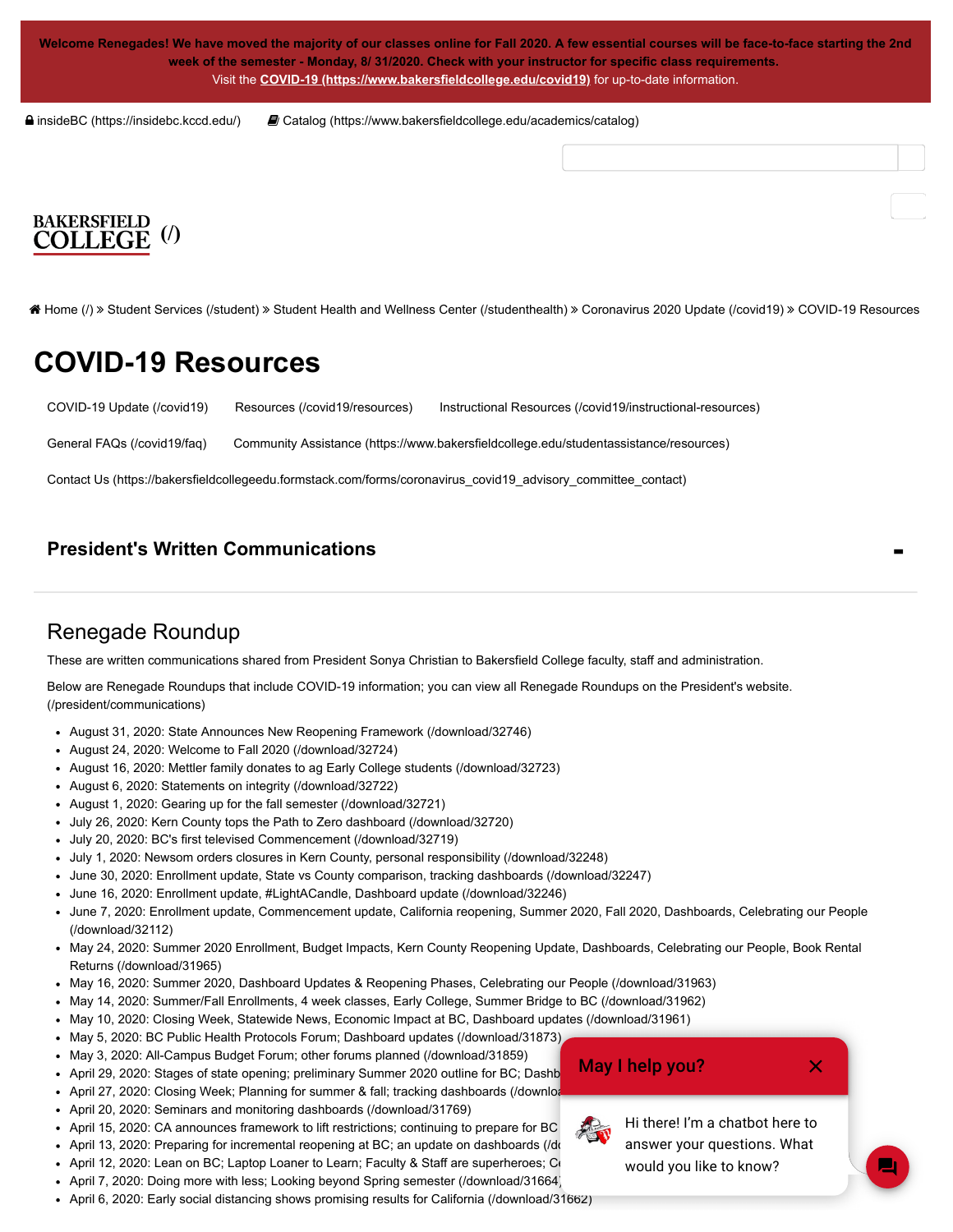Welcome Renegades! We have moved the majority of our classes online for Fall 2020. A few essential courses will be face-to-face starting the 2nd week of the semester - Monday, 8/ 31/2020. Check with your instructor for specific class requirements.
Visit the COVID-19 (https://www.bakersfieldcollege.edu/covid19) for up-to-date information.

insideBC (https://insidebc.kccd.edu/) Catalog (https://www.bakersfieldcollege.edu/academics/catalog)

BAKERSFIELD COLLEGE (/)

Home (/) » Student Services (/student) » Student Health and Wellness Center (/studenthealth) » Coronavirus 2020 Update (/covid19) » COVID-19 Resources

# COVID-19 Resources

COVID-19 Update (/covid19) Resources (/covid19/resources) Instructional Resources (/covid19/instructional-resources)

General FAQs (/covid19/faq) Community Assistance (https://www.bakersfieldcollege.edu/studentassistance/resources)

Contact Us (https://bakersfieldcollegeedu.formstack.com/forms/coronavirus_covid19_advisory_committee_contact)

### President's Written Communications

## Renegade Roundup

These are written communications shared from President Sonya Christian to Bakersfield College faculty, staff and administration.

Below are Renegade Roundups that include COVID-19 information; you can view all Renegade Roundups on the President's website. (/president/communications)

- August 31, 2020: State Announces New Reopening Framework (/download/32746)
- August 24, 2020: Welcome to Fall 2020 (/download/32724)
- August 16, 2020: Mettler family donates to ag Early College students (/download/32723)
- August 6, 2020: Statements on integrity (/download/32722)
- August 1, 2020: Gearing up for the fall semester (/download/32721)
- July 26, 2020: Kern County tops the Path to Zero dashboard (/download/32720)
- July 20, 2020: BC's first televised Commencement (/download/32719)
- July 1, 2020: Newsom orders closures in Kern County, personal responsibility (/download/32248)
- June 30, 2020: Enrollment update, State vs County comparison, tracking dashboards (/download/32247)
- June 16, 2020: Enrollment update, #LightACandle, Dashboard update (/download/32246)
- June 7, 2020: Enrollment update, Commencement update, California reopening, Summer 2020, Fall 2020, Dashboards, Celebrating our People (/download/32112)
- May 24, 2020: Summer 2020 Enrollment, Budget Impacts, Kern County Reopening Update, Dashboards, Celebrating our People, Book Rental Returns (/download/31965)
- May 16, 2020: Summer 2020, Dashboard Updates & Reopening Phases, Celebrating our People (/download/31963)
- May 14, 2020: Summer/Fall Enrollments, 4 week classes, Early College, Summer Bridge to BC (/download/31962)
- May 10, 2020: Closing Week, Statewide News, Economic Impact at BC, Dashboard updates (/download/31961)
- May 5, 2020: BC Public Health Protocols Forum; Dashboard updates (/download/31873)
- May 3, 2020: All-Campus Budget Forum; other forums planned (/download/31859)
- April 29, 2020: Stages of state opening; preliminary Summer 2020 outline for BC; Dashb
- April 27, 2020: Closing Week; Planning for summer & fall; tracking dashboards (/downloa
- April 20, 2020: Seminars and monitoring dashboards (/download/31769)
- April 15, 2020: CA announces framework to lift restrictions; continuing to prepare for BC
- April 13, 2020: Preparing for incremental reopening at BC; an update on dashboards (/d
- April 12, 2020: Lean on BC; Laptop Loaner to Learn; Faculty & Staff are superheroes; C
- April 7, 2020: Doing more with less; Looking beyond Spring semester (/download/31664)
- April 6, 2020: Early social distancing shows promising results for California (/download/31662)

May I help you?

Hi there! I'm a chatbot here to answer your questions. What would you like to know?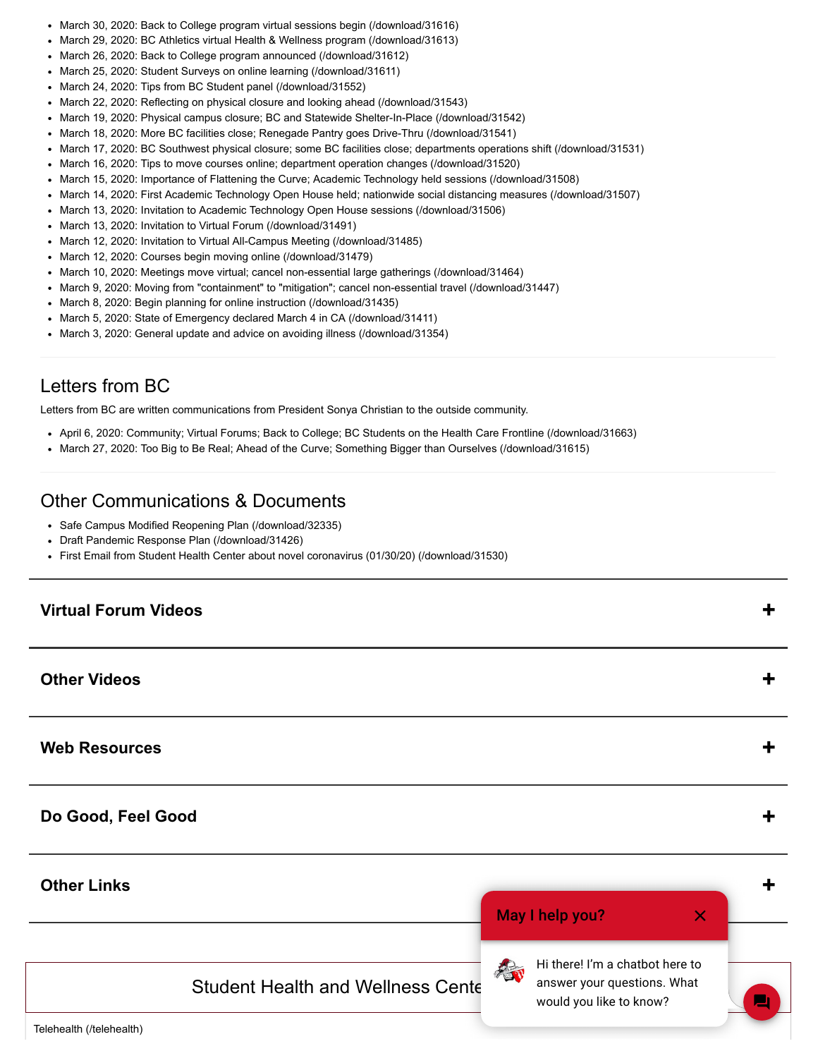- March 30, 2020: Back to College program virtual sessions begin (/download/31616)
- March 29, 2020: BC Athletics virtual Health & Wellness program (/download/31613)
- March 26, 2020: Back to College program announced (/download/31612)
- March 25, 2020: Student Surveys on online learning (/download/31611)
- March 24, 2020: Tips from BC Student panel (/download/31552)
- March 22, 2020: Reflecting on physical closure and looking ahead (/download/31543)
- March 19, 2020: Physical campus closure; BC and Statewide Shelter-In-Place (/download/31542)
- March 18, 2020: More BC facilities close; Renegade Pantry goes Drive-Thru (/download/31541)
- March 17, 2020: BC Southwest physical closure; some BC facilities close; departments operations shift (/download/31531)
- March 16, 2020: Tips to move courses online; department operation changes (/download/31520)
- March 15, 2020: Importance of Flattening the Curve; Academic Technology held sessions (/download/31508)
- March 14, 2020: First Academic Technology Open House held; nationwide social distancing measures (/download/31507)
- March 13, 2020: Invitation to Academic Technology Open House sessions (/download/31506)
- March 13, 2020: Invitation to Virtual Forum (/download/31491)
- March 12, 2020: Invitation to Virtual All-Campus Meeting (/download/31485)
- March 12, 2020: Courses begin moving online (/download/31479)
- March 10, 2020: Meetings move virtual; cancel non-essential large gatherings (/download/31464)
- March 9, 2020: Moving from "containment" to "mitigation"; cancel non-essential travel (/download/31447)
- March 8, 2020: Begin planning for online instruction (/download/31435)
- March 5, 2020: State of Emergency declared March 4 in CA (/download/31411)
- March 3, 2020: General update and advice on avoiding illness (/download/31354)

## Letters from BC

Letters from BC are written communications from President Sonya Christian to the outside community.

- April 6, 2020: Community; Virtual Forums; Back to College; BC Students on the Health Care Frontline (/download/31663)
- March 27, 2020: Too Big to Be Real; Ahead of the Curve; Something Bigger than Ourselves (/download/31615)

## Other Communications & Documents

- Safe Campus Modified Reopening Plan (/download/32335)
- Draft Pandemic Response Plan (/download/31426)
- First Email from Student Health Center about novel coronavirus (01/30/20) (/download/31530)

**Virtual Forum Videos** +

**Other Videos** +

**Web Resources** +

**Do Good, Feel Good** +

**Other Links** +

May I help you?

Hi there! I'm a chatbot here to answer your questions. What would you like to know?

Student Health and Wellness Cente

Telehealth (/telehealth)